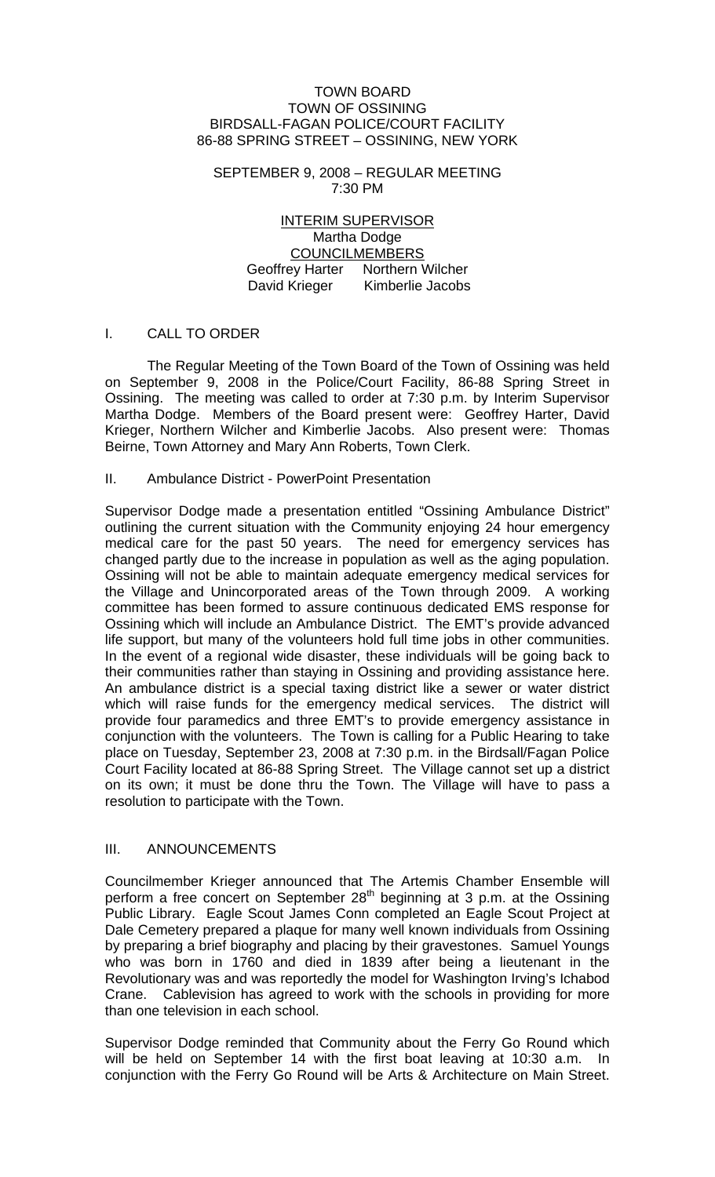TOWN BOARD
TOWN OF OSSINING
BIRDSALL-FAGAN POLICE/COURT FACILITY
86-88 SPRING STREET – OSSINING, NEW YORK

SEPTEMBER 9, 2008 – REGULAR MEETING
7:30 PM

INTERIM SUPERVISOR
Martha Dodge
COUNCILMEMBERS
Geoffrey Harter Northern Wilcher
David Krieger Kimberlie Jacobs

## I. CALL TO ORDER

The Regular Meeting of the Town Board of the Town of Ossining was held on September 9, 2008 in the Police/Court Facility, 86-88 Spring Street in Ossining. The meeting was called to order at 7:30 p.m. by Interim Supervisor Martha Dodge. Members of the Board present were: Geoffrey Harter, David Krieger, Northern Wilcher and Kimberlie Jacobs. Also present were: Thomas Beirne, Town Attorney and Mary Ann Roberts, Town Clerk.

## II. Ambulance District - PowerPoint Presentation

Supervisor Dodge made a presentation entitled "Ossining Ambulance District" outlining the current situation with the Community enjoying 24 hour emergency medical care for the past 50 years. The need for emergency services has changed partly due to the increase in population as well as the aging population. Ossining will not be able to maintain adequate emergency medical services for the Village and Unincorporated areas of the Town through 2009. A working committee has been formed to assure continuous dedicated EMS response for Ossining which will include an Ambulance District. The EMT's provide advanced life support, but many of the volunteers hold full time jobs in other communities. In the event of a regional wide disaster, these individuals will be going back to their communities rather than staying in Ossining and providing assistance here. An ambulance district is a special taxing district like a sewer or water district which will raise funds for the emergency medical services. The district will provide four paramedics and three EMT's to provide emergency assistance in conjunction with the volunteers. The Town is calling for a Public Hearing to take place on Tuesday, September 23, 2008 at 7:30 p.m. in the Birdsall/Fagan Police Court Facility located at 86-88 Spring Street. The Village cannot set up a district on its own; it must be done thru the Town. The Village will have to pass a resolution to participate with the Town.

## III. ANNOUNCEMENTS

Councilmember Krieger announced that The Artemis Chamber Ensemble will perform a free concert on September 28th beginning at 3 p.m. at the Ossining Public Library. Eagle Scout James Conn completed an Eagle Scout Project at Dale Cemetery prepared a plaque for many well known individuals from Ossining by preparing a brief biography and placing by their gravestones. Samuel Youngs who was born in 1760 and died in 1839 after being a lieutenant in the Revolutionary was and was reportedly the model for Washington Irving's Ichabod Crane. Cablevision has agreed to work with the schools in providing for more than one television in each school.

Supervisor Dodge reminded that Community about the Ferry Go Round which will be held on September 14 with the first boat leaving at 10:30 a.m. In conjunction with the Ferry Go Round will be Arts & Architecture on Main Street.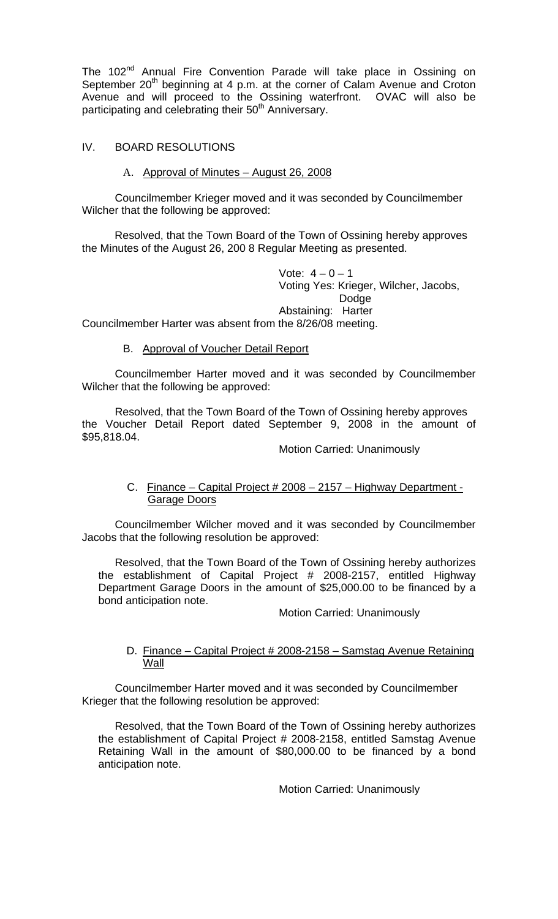The 102nd Annual Fire Convention Parade will take place in Ossining on September 20th beginning at 4 p.m. at the corner of Calam Avenue and Croton Avenue and will proceed to the Ossining waterfront. OVAC will also be participating and celebrating their 50th Anniversary.

## IV. BOARD RESOLUTIONS

### A. Approval of Minutes – August 26, 2008

Councilmember Krieger moved and it was seconded by Councilmember Wilcher that the following be approved:

Resolved, that the Town Board of the Town of Ossining hereby approves the Minutes of the August 26, 200 8 Regular Meeting as presented.

Vote: 4 – 0 – 1
Voting Yes: Krieger, Wilcher, Jacobs, Dodge
Abstaining: Harter

Councilmember Harter was absent from the 8/26/08 meeting.

### B. Approval of Voucher Detail Report

Councilmember Harter moved and it was seconded by Councilmember Wilcher that the following be approved:

Resolved, that the Town Board of the Town of Ossining hereby approves the Voucher Detail Report dated September 9, 2008 in the amount of $95,818.04.

Motion Carried: Unanimously

### C. Finance – Capital Project # 2008 – 2157 – Highway Department - Garage Doors

Councilmember Wilcher moved and it was seconded by Councilmember Jacobs that the following resolution be approved:

Resolved, that the Town Board of the Town of Ossining hereby authorizes the establishment of Capital Project # 2008-2157, entitled Highway Department Garage Doors in the amount of $25,000.00 to be financed by a bond anticipation note.

Motion Carried: Unanimously

### D. Finance – Capital Project # 2008-2158 – Samstag Avenue Retaining Wall

Councilmember Harter moved and it was seconded by Councilmember Krieger that the following resolution be approved:

Resolved, that the Town Board of the Town of Ossining hereby authorizes the establishment of Capital Project # 2008-2158, entitled Samstag Avenue Retaining Wall in the amount of $80,000.00 to be financed by a bond anticipation note.

Motion Carried: Unanimously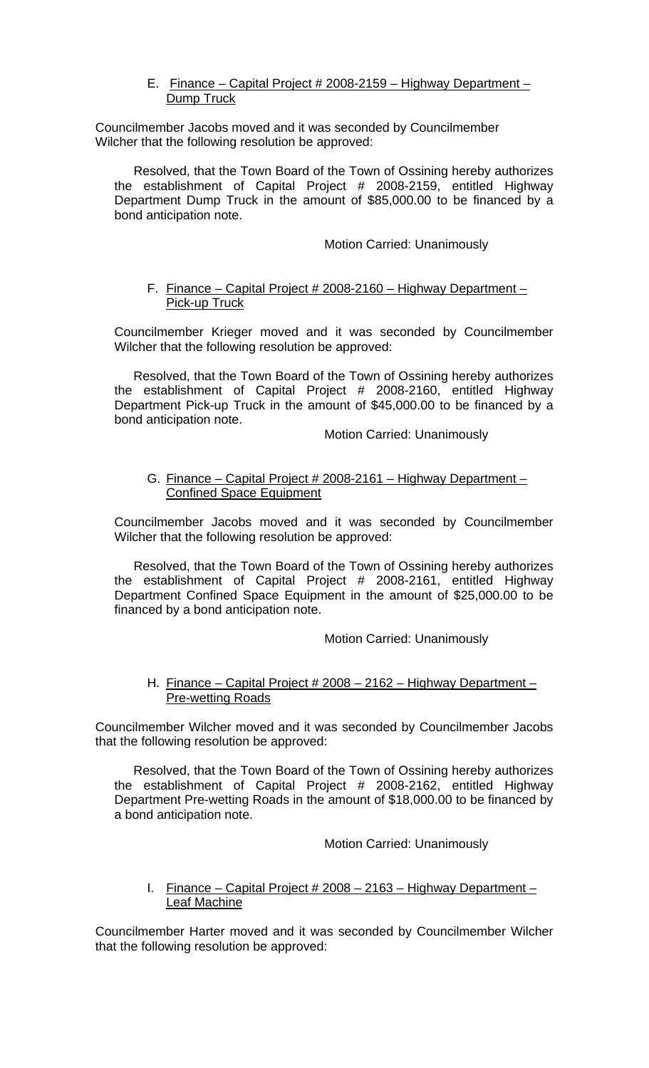E. <u>Finance – Capital Project # 2008-2159 – Highway Department – Dump Truck</u>

Councilmember Jacobs moved and it was seconded by Councilmember Wilcher that the following resolution be approved:

Resolved, that the Town Board of the Town of Ossining hereby authorizes the establishment of Capital Project # 2008-2159, entitled Highway Department Dump Truck in the amount of $85,000.00 to be financed by a bond anticipation note.

Motion Carried: Unanimously

F. <u>Finance – Capital Project # 2008-2160 – Highway Department – Pick-up Truck</u>

Councilmember Krieger moved and it was seconded by Councilmember Wilcher that the following resolution be approved:

Resolved, that the Town Board of the Town of Ossining hereby authorizes the establishment of Capital Project # 2008-2160, entitled Highway Department Pick-up Truck in the amount of $45,000.00 to be financed by a bond anticipation note.

Motion Carried: Unanimously

G. <u>Finance – Capital Project # 2008-2161 – Highway Department – Confined Space Equipment</u>

Councilmember Jacobs moved and it was seconded by Councilmember Wilcher that the following resolution be approved:

Resolved, that the Town Board of the Town of Ossining hereby authorizes the establishment of Capital Project # 2008-2161, entitled Highway Department Confined Space Equipment in the amount of $25,000.00 to be financed by a bond anticipation note.

Motion Carried: Unanimously

H. <u>Finance – Capital Project # 2008 – 2162 – Highway Department – Pre-wetting Roads</u>

Councilmember Wilcher moved and it was seconded by Councilmember Jacobs that the following resolution be approved:

Resolved, that the Town Board of the Town of Ossining hereby authorizes the establishment of Capital Project # 2008-2162, entitled Highway Department Pre-wetting Roads in the amount of $18,000.00 to be financed by a bond anticipation note.

Motion Carried: Unanimously

I. <u>Finance – Capital Project # 2008 – 2163 – Highway Department – Leaf Machine</u>

Councilmember Harter moved and it was seconded by Councilmember Wilcher that the following resolution be approved: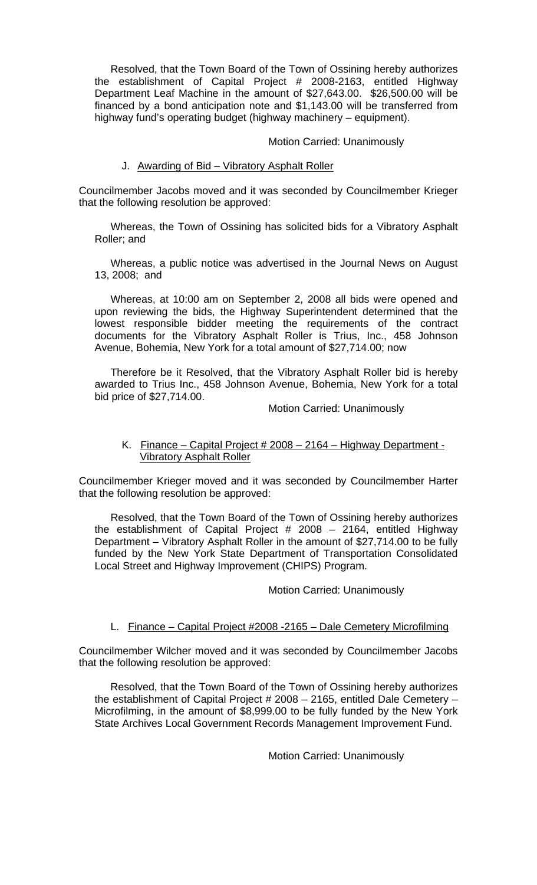Resolved, that the Town Board of the Town of Ossining hereby authorizes the establishment of Capital Project # 2008-2163, entitled Highway Department Leaf Machine in the amount of $27,643.00. $26,500.00 will be financed by a bond anticipation note and $1,143.00 will be transferred from highway fund's operating budget (highway machinery – equipment).

Motion Carried: Unanimously

J. Awarding of Bid – Vibratory Asphalt Roller

Councilmember Jacobs moved and it was seconded by Councilmember Krieger that the following resolution be approved:

Whereas, the Town of Ossining has solicited bids for a Vibratory Asphalt Roller; and

Whereas, a public notice was advertised in the Journal News on August 13, 2008; and

Whereas, at 10:00 am on September 2, 2008 all bids were opened and upon reviewing the bids, the Highway Superintendent determined that the lowest responsible bidder meeting the requirements of the contract documents for the Vibratory Asphalt Roller is Trius, Inc., 458 Johnson Avenue, Bohemia, New York for a total amount of $27,714.00; now

Therefore be it Resolved, that the Vibratory Asphalt Roller bid is hereby awarded to Trius Inc., 458 Johnson Avenue, Bohemia, New York for a total bid price of $27,714.00.

Motion Carried: Unanimously

K. Finance – Capital Project # 2008 – 2164 – Highway Department - Vibratory Asphalt Roller

Councilmember Krieger moved and it was seconded by Councilmember Harter that the following resolution be approved:

Resolved, that the Town Board of the Town of Ossining hereby authorizes the establishment of Capital Project # 2008 – 2164, entitled Highway Department – Vibratory Asphalt Roller in the amount of $27,714.00 to be fully funded by the New York State Department of Transportation Consolidated Local Street and Highway Improvement (CHIPS) Program.

Motion Carried: Unanimously

L. Finance – Capital Project #2008 -2165 – Dale Cemetery Microfilming

Councilmember Wilcher moved and it was seconded by Councilmember Jacobs that the following resolution be approved:

Resolved, that the Town Board of the Town of Ossining hereby authorizes the establishment of Capital Project # 2008 – 2165, entitled Dale Cemetery – Microfilming, in the amount of $8,999.00 to be fully funded by the New York State Archives Local Government Records Management Improvement Fund.

Motion Carried: Unanimously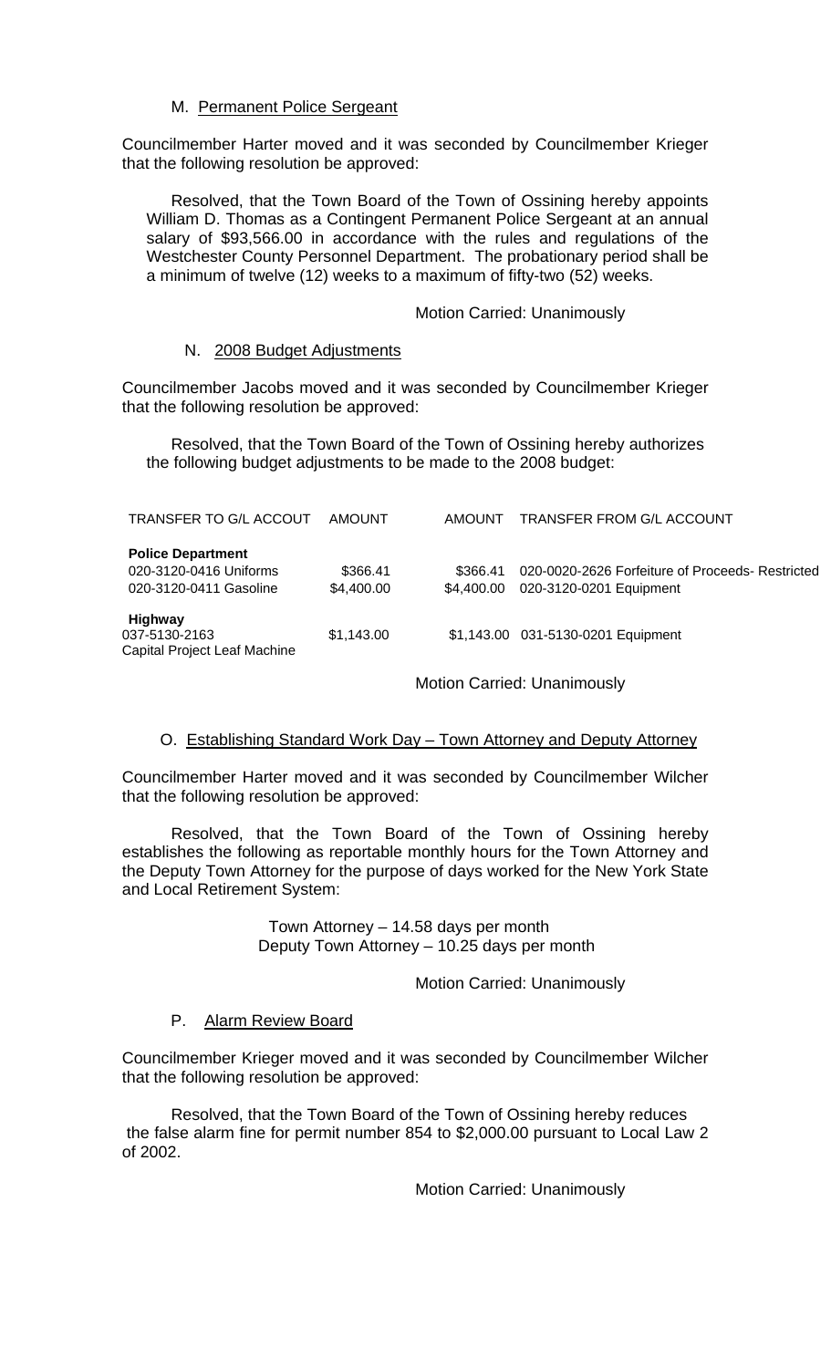M. Permanent Police Sergeant

Councilmember Harter moved and it was seconded by Councilmember Krieger that the following resolution be approved:

Resolved, that the Town Board of the Town of Ossining hereby appoints William D. Thomas as a Contingent Permanent Police Sergeant at an annual salary of $93,566.00 in accordance with the rules and regulations of the Westchester County Personnel Department. The probationary period shall be a minimum of twelve (12) weeks to a maximum of fifty-two (52) weeks.

Motion Carried: Unanimously

N. 2008 Budget Adjustments

Councilmember Jacobs moved and it was seconded by Councilmember Krieger that the following resolution be approved:

Resolved, that the Town Board of the Town of Ossining hereby authorizes the following budget adjustments to be made to the 2008 budget:

| TRANSFER TO G/L ACCOUT | AMOUNT | AMOUNT | TRANSFER FROM G/L ACCOUNT |
|---|---|---|---|
| **Police Department** | | | |
| 020-3120-0416 Uniforms | $366.41 | $366.41 | 020-0020-2626 Forfeiture of Proceeds- Restricted |
| 020-3120-0411 Gasoline | $4,400.00 | $4,400.00 | 020-3120-0201 Equipment |
| **Highway** | | | |
| 037-5130-2163 Capital Project Leaf Machine | $1,143.00 | $1,143.00 | 031-5130-0201 Equipment |

Motion Carried: Unanimously

O. Establishing Standard Work Day – Town Attorney and Deputy Attorney

Councilmember Harter moved and it was seconded by Councilmember Wilcher that the following resolution be approved:

Resolved, that the Town Board of the Town of Ossining hereby establishes the following as reportable monthly hours for the Town Attorney and the Deputy Town Attorney for the purpose of days worked for the New York State and Local Retirement System:

Town Attorney – 14.58 days per month
Deputy Town Attorney – 10.25 days per month

Motion Carried: Unanimously

P. Alarm Review Board

Councilmember Krieger moved and it was seconded by Councilmember Wilcher that the following resolution be approved:

Resolved, that the Town Board of the Town of Ossining hereby reduces the false alarm fine for permit number 854 to $2,000.00 pursuant to Local Law 2 of 2002.

Motion Carried: Unanimously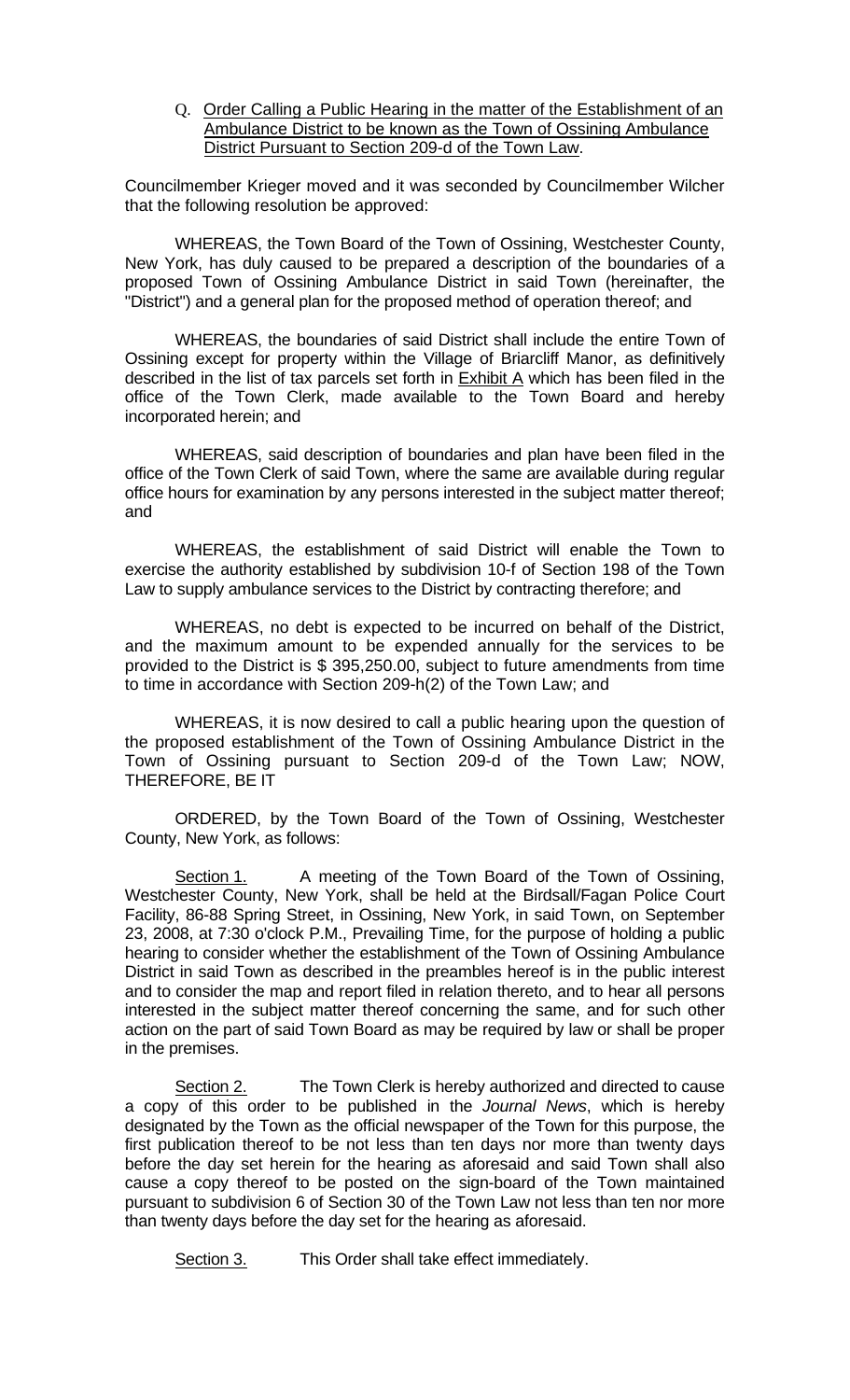Q. Order Calling a Public Hearing in the matter of the Establishment of an Ambulance District to be known as the Town of Ossining Ambulance District Pursuant to Section 209-d of the Town Law.

Councilmember Krieger moved and it was seconded by Councilmember Wilcher that the following resolution be approved:

WHEREAS, the Town Board of the Town of Ossining, Westchester County, New York, has duly caused to be prepared a description of the boundaries of a proposed Town of Ossining Ambulance District in said Town (hereinafter, the "District") and a general plan for the proposed method of operation thereof; and

WHEREAS, the boundaries of said District shall include the entire Town of Ossining except for property within the Village of Briarcliff Manor, as definitively described in the list of tax parcels set forth in Exhibit A which has been filed in the office of the Town Clerk, made available to the Town Board and hereby incorporated herein; and

WHEREAS, said description of boundaries and plan have been filed in the office of the Town Clerk of said Town, where the same are available during regular office hours for examination by any persons interested in the subject matter thereof; and

WHEREAS, the establishment of said District will enable the Town to exercise the authority established by subdivision 10-f of Section 198 of the Town Law to supply ambulance services to the District by contracting therefore; and

WHEREAS, no debt is expected to be incurred on behalf of the District, and the maximum amount to be expended annually for the services to be provided to the District is $ 395,250.00, subject to future amendments from time to time in accordance with Section 209-h(2) of the Town Law; and

WHEREAS, it is now desired to call a public hearing upon the question of the proposed establishment of the Town of Ossining Ambulance District in the Town of Ossining pursuant to Section 209-d of the Town Law; NOW, THEREFORE, BE IT

ORDERED, by the Town Board of the Town of Ossining, Westchester County, New York, as follows:

Section 1. A meeting of the Town Board of the Town of Ossining, Westchester County, New York, shall be held at the Birdsall/Fagan Police Court Facility, 86-88 Spring Street, in Ossining, New York, in said Town, on September 23, 2008, at 7:30 o'clock P.M., Prevailing Time, for the purpose of holding a public hearing to consider whether the establishment of the Town of Ossining Ambulance District in said Town as described in the preambles hereof is in the public interest and to consider the map and report filed in relation thereto, and to hear all persons interested in the subject matter thereof concerning the same, and for such other action on the part of said Town Board as may be required by law or shall be proper in the premises.

Section 2. The Town Clerk is hereby authorized and directed to cause a copy of this order to be published in the *Journal News*, which is hereby designated by the Town as the official newspaper of the Town for this purpose, the first publication thereof to be not less than ten days nor more than twenty days before the day set herein for the hearing as aforesaid and said Town shall also cause a copy thereof to be posted on the sign-board of the Town maintained pursuant to subdivision 6 of Section 30 of the Town Law not less than ten nor more than twenty days before the day set for the hearing as aforesaid.

Section 3. This Order shall take effect immediately.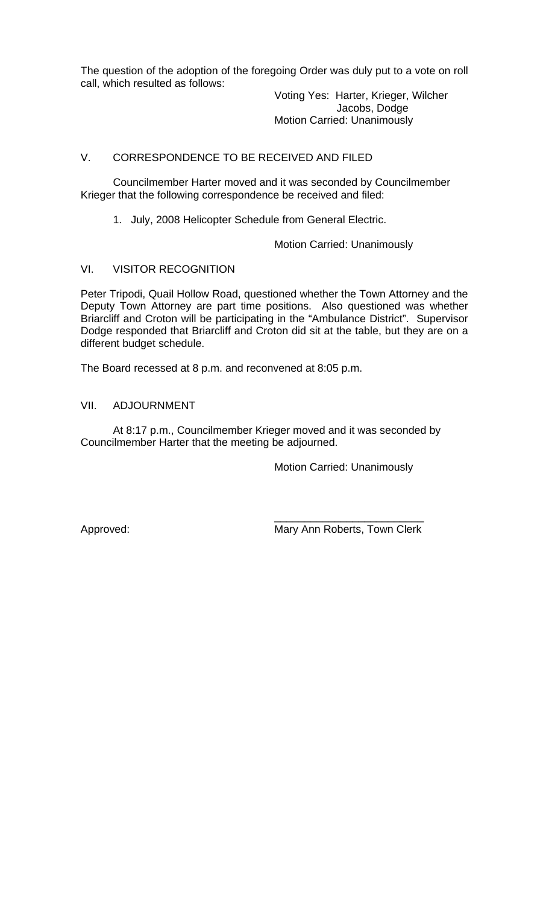The question of the adoption of the foregoing Order was duly put to a vote on roll call, which resulted as follows:

Voting Yes: Harter, Krieger, Wilcher
Jacobs, Dodge
Motion Carried: Unanimously

## V. CORRESPONDENCE TO BE RECEIVED AND FILED

Councilmember Harter moved and it was seconded by Councilmember Krieger that the following correspondence be received and filed:

1. July, 2008 Helicopter Schedule from General Electric.

Motion Carried: Unanimously

## VI. VISITOR RECOGNITION

Peter Tripodi, Quail Hollow Road, questioned whether the Town Attorney and the Deputy Town Attorney are part time positions. Also questioned was whether Briarcliff and Croton will be participating in the "Ambulance District". Supervisor Dodge responded that Briarcliff and Croton did sit at the table, but they are on a different budget schedule.

The Board recessed at 8 p.m. and reconvened at 8:05 p.m.

## VII. ADJOURNMENT

At 8:17 p.m., Councilmember Krieger moved and it was seconded by Councilmember Harter that the meeting be adjourned.

Motion Carried: Unanimously

Approved: \_\_\_\_\_\_\_\_\_\_\_\_\_\_\_\_\_\_\_\_\_\_\_\_\_
Mary Ann Roberts, Town Clerk